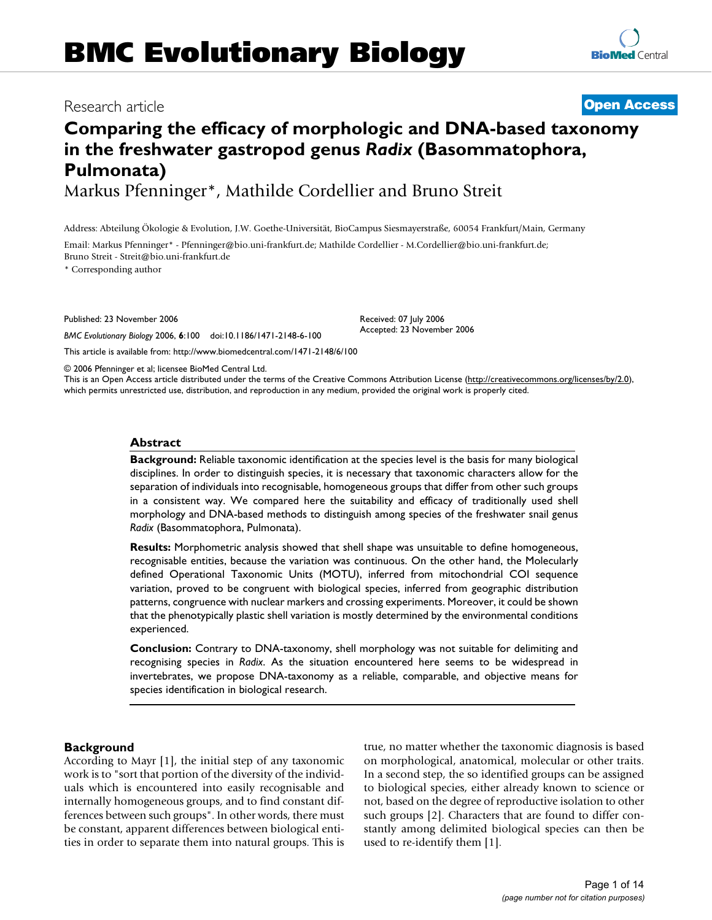Research article **Open Access**

# Comparing the efficacy of morphologic and DNA-based taxonomy in the freshwater gastropod genus *Radix* (Basommatophora, Pulmonata)

Markus Pfenninger*, Mathilde Cordellier and Bruno Streit

Address: Abteilung Ökologie & Evolution, J.W. Goethe-Universität, BioCampus Siesmayerstraße, 60054 Frankfurt/Main, Germany

Email: Markus Pfenninger* - Pfenninger@bio.uni-frankfurt.de; Mathilde Cordellier - M.Cordellier@bio.uni-frankfurt.de; Bruno Streit - Streit@bio.uni-frankfurt.de

\* Corresponding author

Published: 23 November 2006

*BMC Evolutionary Biology* 2006, **6**:100 doi:10.1186/1471-2148-6-100

Received: 07 July 2006
Accepted: 23 November 2006

This article is available from: http://www.biomedcentral.com/1471-2148/6/100

© 2006 Pfenninger et al; licensee BioMed Central Ltd.
This is an Open Access article distributed under the terms of the Creative Commons Attribution License (http://creativecommons.org/licenses/by/2.0), which permits unrestricted use, distribution, and reproduction in any medium, provided the original work is properly cited.

## Abstract

**Background:** Reliable taxonomic identification at the species level is the basis for many biological disciplines. In order to distinguish species, it is necessary that taxonomic characters allow for the separation of individuals into recognisable, homogeneous groups that differ from other such groups in a consistent way. We compared here the suitability and efficacy of traditionally used shell morphology and DNA-based methods to distinguish among species of the freshwater snail genus *Radix* (Basommatophora, Pulmonata).

**Results:** Morphometric analysis showed that shell shape was unsuitable to define homogeneous, recognisable entities, because the variation was continuous. On the other hand, the Molecularly defined Operational Taxonomic Units (MOTU), inferred from mitochondrial COI sequence variation, proved to be congruent with biological species, inferred from geographic distribution patterns, congruence with nuclear markers and crossing experiments. Moreover, it could be shown that the phenotypically plastic shell variation is mostly determined by the environmental conditions experienced.

**Conclusion:** Contrary to DNA-taxonomy, shell morphology was not suitable for delimiting and recognising species in *Radix*. As the situation encountered here seems to be widespread in invertebrates, we propose DNA-taxonomy as a reliable, comparable, and objective means for species identification in biological research.

## Background

According to Mayr [1], the initial step of any taxonomic work is to "sort that portion of the diversity of the individuals which is encountered into easily recognisable and internally homogeneous groups, and to find constant differences between such groups". In other words, there must be constant, apparent differences between biological entities in order to separate them into natural groups. This is true, no matter whether the taxonomic diagnosis is based on morphological, anatomical, molecular or other traits. In a second step, the so identified groups can be assigned to biological species, either already known to science or not, based on the degree of reproductive isolation to other such groups [2]. Characters that are found to differ constantly among delimited biological species can then be used to re-identify them [1].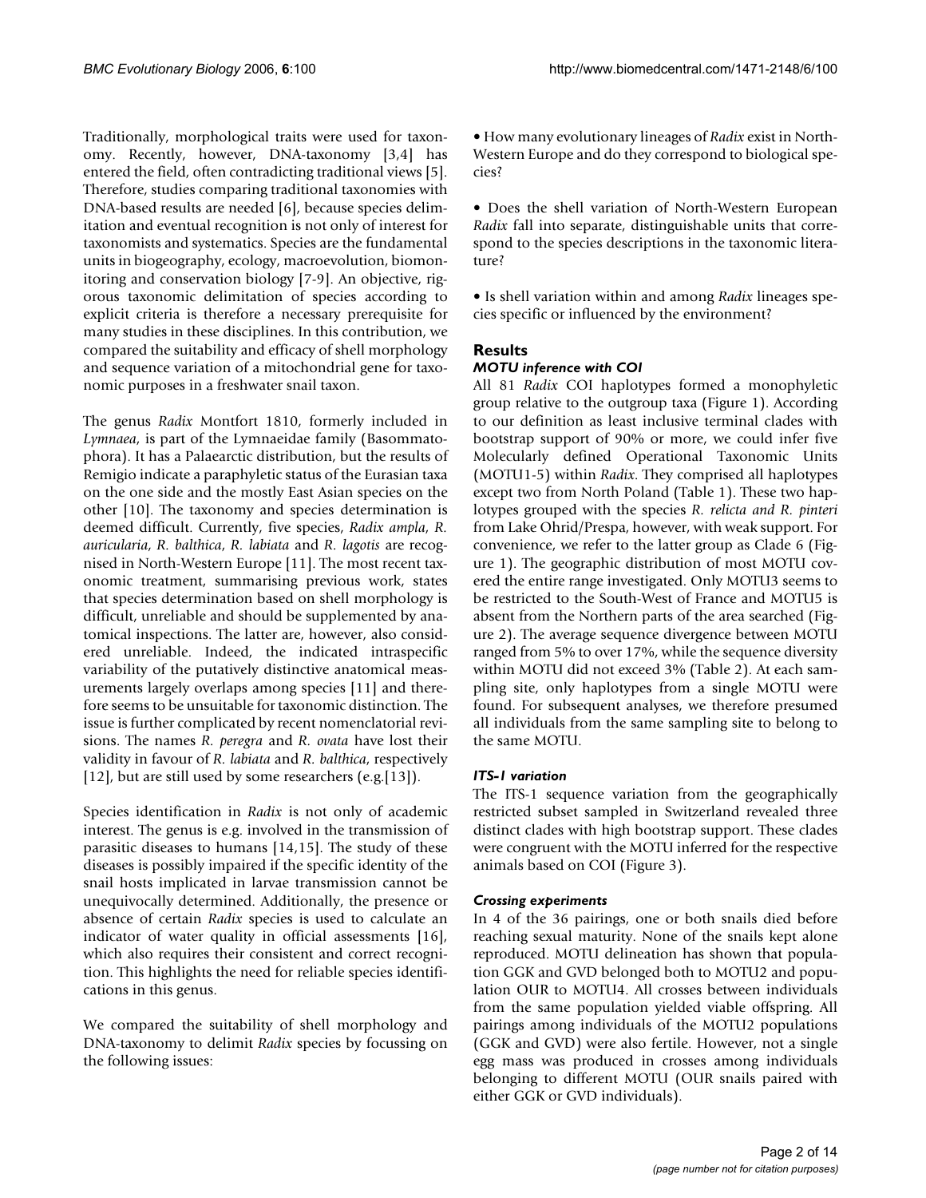Traditionally, morphological traits were used for taxonomy. Recently, however, DNA-taxonomy [3,4] has entered the field, often contradicting traditional views [5]. Therefore, studies comparing traditional taxonomies with DNA-based results are needed [6], because species delimitation and eventual recognition is not only of interest for taxonomists and systematics. Species are the fundamental units in biogeography, ecology, macroevolution, biomonitoring and conservation biology [7-9]. An objective, rigorous taxonomic delimitation of species according to explicit criteria is therefore a necessary prerequisite for many studies in these disciplines. In this contribution, we compared the suitability and efficacy of shell morphology and sequence variation of a mitochondrial gene for taxonomic purposes in a freshwater snail taxon.

The genus *Radix* Montfort 1810, formerly included in *Lymnaea*, is part of the Lymnaeidae family (Basommatophora). It has a Palaearctic distribution, but the results of Remigio indicate a paraphyletic status of the Eurasian taxa on the one side and the mostly East Asian species on the other [10]. The taxonomy and species determination is deemed difficult. Currently, five species, *Radix ampla*, *R. auricularia*, *R. balthica*, *R. labiata* and *R. lagotis* are recognised in North-Western Europe [11]. The most recent taxonomic treatment, summarising previous work, states that species determination based on shell morphology is difficult, unreliable and should be supplemented by anatomical inspections. The latter are, however, also considered unreliable. Indeed, the indicated intraspecific variability of the putatively distinctive anatomical measurements largely overlaps among species [11] and therefore seems to be unsuitable for taxonomic distinction. The issue is further complicated by recent nomenclatorial revisions. The names *R. peregra* and *R. ovata* have lost their validity in favour of *R. labiata* and *R. balthica*, respectively [12], but are still used by some researchers (e.g.[13]).

Species identification in *Radix* is not only of academic interest. The genus is e.g. involved in the transmission of parasitic diseases to humans [14,15]. The study of these diseases is possibly impaired if the specific identity of the snail hosts implicated in larvae transmission cannot be unequivocally determined. Additionally, the presence or absence of certain *Radix* species is used to calculate an indicator of water quality in official assessments [16], which also requires their consistent and correct recognition. This highlights the need for reliable species identifications in this genus.

We compared the suitability of shell morphology and DNA-taxonomy to delimit *Radix* species by focussing on the following issues:

- How many evolutionary lineages of *Radix* exist in North-Western Europe and do they correspond to biological species?

- Does the shell variation of North-Western European *Radix* fall into separate, distinguishable units that correspond to the species descriptions in the taxonomic literature?

- Is shell variation within and among *Radix* lineages species specific or influenced by the environment?

## Results

### *MOTU inference with COI*

All 81 *Radix* COI haplotypes formed a monophyletic group relative to the outgroup taxa (Figure 1). According to our definition as least inclusive terminal clades with bootstrap support of 90% or more, we could infer five Molecularly defined Operational Taxonomic Units (MOTU1-5) within *Radix*. They comprised all haplotypes except two from North Poland (Table 1). These two haplotypes grouped with the species *R. relicta and R. pinteri* from Lake Ohrid/Prespa, however, with weak support. For convenience, we refer to the latter group as Clade 6 (Figure 1). The geographic distribution of most MOTU covered the entire range investigated. Only MOTU3 seems to be restricted to the South-West of France and MOTU5 is absent from the Northern parts of the area searched (Figure 2). The average sequence divergence between MOTU ranged from 5% to over 17%, while the sequence diversity within MOTU did not exceed 3% (Table 2). At each sampling site, only haplotypes from a single MOTU were found. For subsequent analyses, we therefore presumed all individuals from the same sampling site to belong to the same MOTU.

### *ITS-1 variation*

The ITS-1 sequence variation from the geographically restricted subset sampled in Switzerland revealed three distinct clades with high bootstrap support. These clades were congruent with the MOTU inferred for the respective animals based on COI (Figure 3).

### *Crossing experiments*

In 4 of the 36 pairings, one or both snails died before reaching sexual maturity. None of the snails kept alone reproduced. MOTU delineation has shown that population GGK and GVD belonged both to MOTU2 and population OUR to MOTU4. All crosses between individuals from the same population yielded viable offspring. All pairings among individuals of the MOTU2 populations (GGK and GVD) were also fertile. However, not a single egg mass was produced in crosses among individuals belonging to different MOTU (OUR snails paired with either GGK or GVD individuals).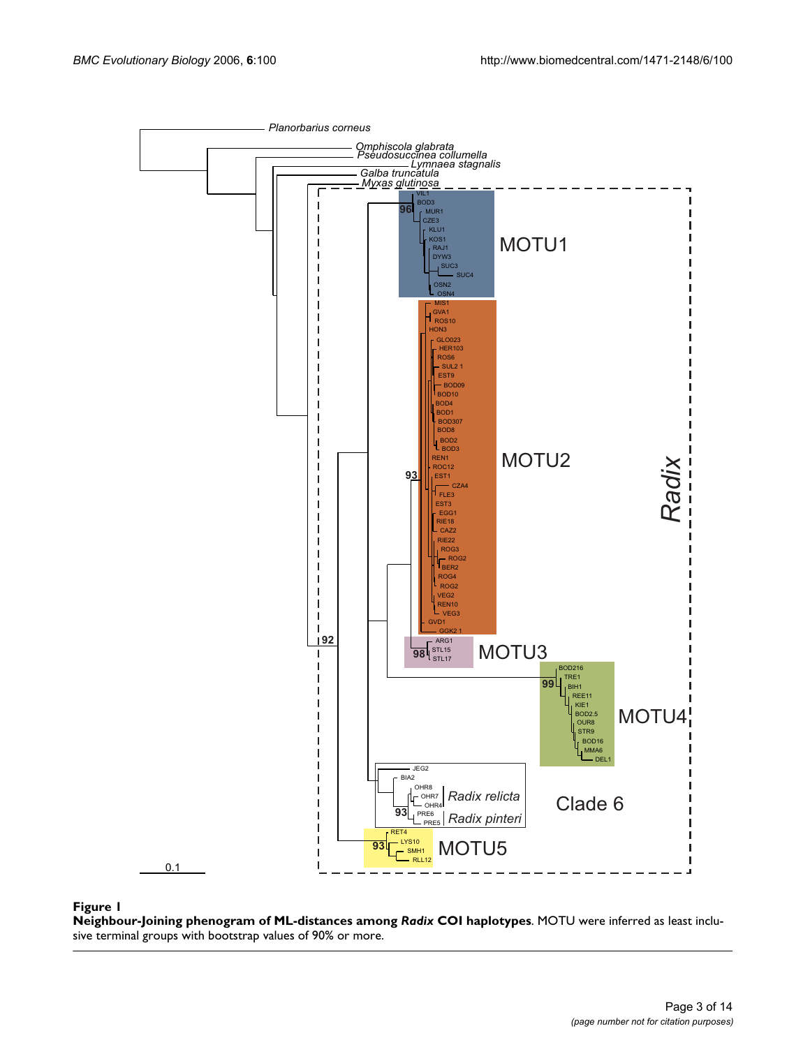Planorbarius corneus

Omphiscola glabrata

Pseudosuccinea collumella

Lymnaea stagnalis

Galba truncatula

Myxas glutinosa

VIL1
BOD3
MUR1
CZE3
KLU1
KOS1
RAJ1
DYW3
SUC3
SUC4
OSN2
OSN4

96

MOTU1

MIS1
GVA1
ROS10
HON3
GLO023
HER103
ROS6
SUL2 1
EST9
BOD09
BOD10
BOD4
BOD1
BOD307
BOD8
BOD2
BOD3
REN1
ROC12
EST1
CZA4
FLE3
EST3
EGG1
RIE18
CAZ2
RIE22
ROG3
ROG2
BER2
ROG4
ROG2
VEG2
REN10
VEG3
GVD1
GGK2 1

93

MOTU2

ARG1
STL15
STL17

98

MOTU3

92

BOD216
TRE1
BIH1
REE11
KIE1
BOD2.5
OUR8
STR9
BOD16
MMA6
DEL1

99

MOTU4

JEG2
BIA2
OHR8
OHR7
OHR4
PRE6
PRE5

93

Radix relicta

Radix pinteri

Clade 6

RET4
LYS10
SMH1
RLL12

93

MOTU5

Radix

0.1

**Figure 1**

**Neighbour-Joining phenogram of ML-distances among *Radix* COI haplotypes**. MOTU were inferred as least inclusive terminal groups with bootstrap values of 90% or more.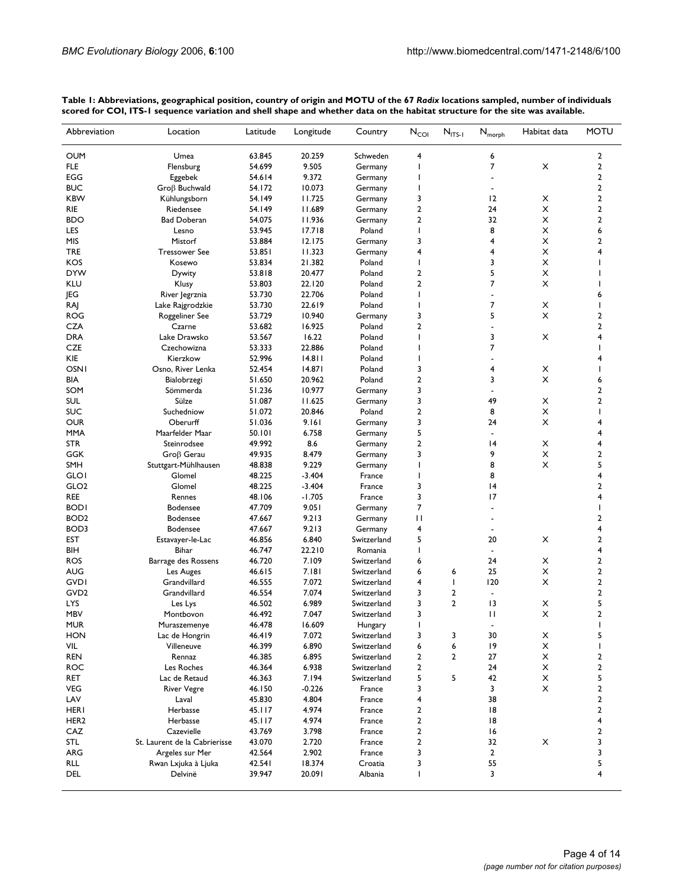**Table 1: Abbreviations, geographical position, country of origin and MOTU of the 67 *Radix* locations sampled, number of individuals scored for COI, ITS-1 sequence variation and shell shape and whether data on the habitat structure for the site was available.**

| Abbreviation | Location | Latitude | Longitude | Country | $N_{COI}$ | $N_{ITS-1}$ | $N_{morph}$ | Habitat data | MOTU |
|---|---|---|---|---|---|---|---|---|---|
| OUM | Umea | 63.845 | 20.259 | Schweden | 4 | | 6 | | 2 |
| FLE | Flensburg | 54.699 | 9.505 | Germany | 1 | | 7 | X | 2 |
| EGG | Eggebek | 54.614 | 9.372 | Germany | 1 | | - | | 2 |
| BUC | Groβ Buchwald | 54.172 | 10.073 | Germany | 1 | | - | | 2 |
| KBW | Kühlungsborn | 54.149 | 11.725 | Germany | 3 | | 12 | X | 2 |
| RIE | Riedensee | 54.149 | 11.689 | Germany | 2 | | 24 | X | 2 |
| BDO | Bad Doberan | 54.075 | 11.936 | Germany | 2 | | 32 | X | 2 |
| LES | Lesno | 53.945 | 17.718 | Poland | 1 | | 8 | X | 6 |
| MIS | Mistorf | 53.884 | 12.175 | Germany | 3 | | 4 | X | 2 |
| TRE | Tressower See | 53.851 | 11.323 | Germany | 4 | | 4 | X | 4 |
| KOS | Kosewo | 53.834 | 21.382 | Poland | 1 | | 3 | X | 1 |
| DYW | Dywity | 53.818 | 20.477 | Poland | 2 | | 5 | X | 1 |
| KLU | Klusy | 53.803 | 22.120 | Poland | 2 | | 7 | X | 1 |
| JEG | River Jegrznia | 53.730 | 22.706 | Poland | 1 | | - | | 6 |
| RAJ | Lake Rajgrodzkie | 53.730 | 22.619 | Poland | 1 | | 7 | X | 1 |
| ROG | Roggeliner See | 53.729 | 10.940 | Germany | 3 | | 5 | X | 2 |
| CZA | Czarne | 53.682 | 16.925 | Poland | 2 | | - | | 2 |
| DRA | Lake Drawsko | 53.567 | 16.22 | Poland | 1 | | 3 | X | 4 |
| CZE | Czechowizna | 53.333 | 22.886 | Poland | 1 | | 7 | | 1 |
| KIE | Kierzkow | 52.996 | 14.811 | Poland | 1 | | - | | 4 |
| OSN1 | Osno, River Lenka | 52.454 | 14.871 | Poland | 3 | | 4 | X | 1 |
| BIA | Bialobrzegi | 51.650 | 20.962 | Poland | 2 | | 3 | X | 6 |
| SOM | Sömmerda | 51.236 | 10.977 | Germany | 3 | | - | | 2 |
| SUL | Sülze | 51.087 | 11.625 | Germany | 3 | | 49 | X | 2 |
| SUC | Suchedniow | 51.072 | 20.846 | Poland | 2 | | 8 | X | 1 |
| OUR | Oberurff | 51.036 | 9.161 | Germany | 3 | | 24 | X | 4 |
| MMA | Maarfelder Maar | 50.101 | 6.758 | Germany | 5 | | - | | 4 |
| STR | Steinrodsee | 49.992 | 8.6 | Germany | 2 | | 14 | X | 4 |
| GGK | Groβ Gerau | 49.935 | 8.479 | Germany | 3 | | 9 | X | 2 |
| SMH | Stuttgart-Mühlhausen | 48.838 | 9.229 | Germany | 1 | | 8 | X | 5 |
| GLO1 | Glomel | 48.225 | -3.404 | France | 1 | | 8 | | 4 |
| GLO2 | Glomel | 48.225 | -3.404 | France | 3 | | 14 | | 2 |
| REE | Rennes | 48.106 | -1.705 | France | 3 | | 17 | | 4 |
| BOD1 | Bodensee | 47.709 | 9.051 | Germany | 7 | | - | | 1 |
| BOD2 | Bodensee | 47.667 | 9.213 | Germany | 11 | | - | | 2 |
| BOD3 | Bodensee | 47.667 | 9.213 | Germany | 4 | | - | | 4 |
| EST | Estavayer-le-Lac | 46.856 | 6.840 | Switzerland | 5 | | 20 | X | 2 |
| BIH | Bihar | 46.747 | 22.210 | Romania | 1 | | - | | 4 |
| ROS | Barrage des Rossens | 46.720 | 7.109 | Switzerland | 6 | | 24 | X | 2 |
| AUG | Les Auges | 46.615 | 7.181 | Switzerland | 6 | 6 | 25 | X | 2 |
| GVD1 | Grandvillard | 46.555 | 7.072 | Switzerland | 4 | 1 | 120 | X | 2 |
| GVD2 | Grandvillard | 46.554 | 7.074 | Switzerland | 3 | 2 | - | | 2 |
| LYS | Les Lys | 46.502 | 6.989 | Switzerland | 3 | 2 | 13 | X | 5 |
| MBV | Montbovon | 46.492 | 7.047 | Switzerland | 3 | | 11 | X | 2 |
| MUR | Muraszemenye | 46.478 | 16.609 | Hungary | 1 | | - | | 1 |
| HON | Lac de Hongrin | 46.419 | 7.072 | Switzerland | 3 | 3 | 30 | X | 5 |
| VIL | Villeneuve | 46.399 | 6.890 | Switzerland | 6 | 6 | 19 | X | 1 |
| REN | Rennaz | 46.385 | 6.895 | Switzerland | 2 | 2 | 27 | X | 2 |
| ROC | Les Roches | 46.364 | 6.938 | Switzerland | 2 | | 24 | X | 2 |
| RET | Lac de Retaud | 46.363 | 7.194 | Switzerland | 5 | 5 | 42 | X | 5 |
| VEG | River Vegre | 46.150 | -0.226 | France | 3 | | 3 | X | 2 |
| LAV | Laval | 45.830 | 4.804 | France | 4 | | 38 | | 2 |
| HER1 | Herbasse | 45.117 | 4.974 | France | 2 | | 18 | | 2 |
| HER2 | Herbasse | 45.117 | 4.974 | France | 2 | | 18 | | 4 |
| CAZ | Cazevielle | 43.769 | 3.798 | France | 2 | | 16 | | 2 |
| STL | St. Laurent de la Cabrierisse | 43.070 | 2.720 | France | 2 | | 32 | X | 3 |
| ARG | Argeles sur Mer | 42.564 | 2.902 | France | 3 | | 2 | | 3 |
| RLL | Rwan Lxjuka à Ljuka | 42.541 | 18.374 | Croatia | 3 | | 55 | | 5 |
| DEL | Delvinë | 39.947 | 20.091 | Albania | 1 | | 3 | | 4 |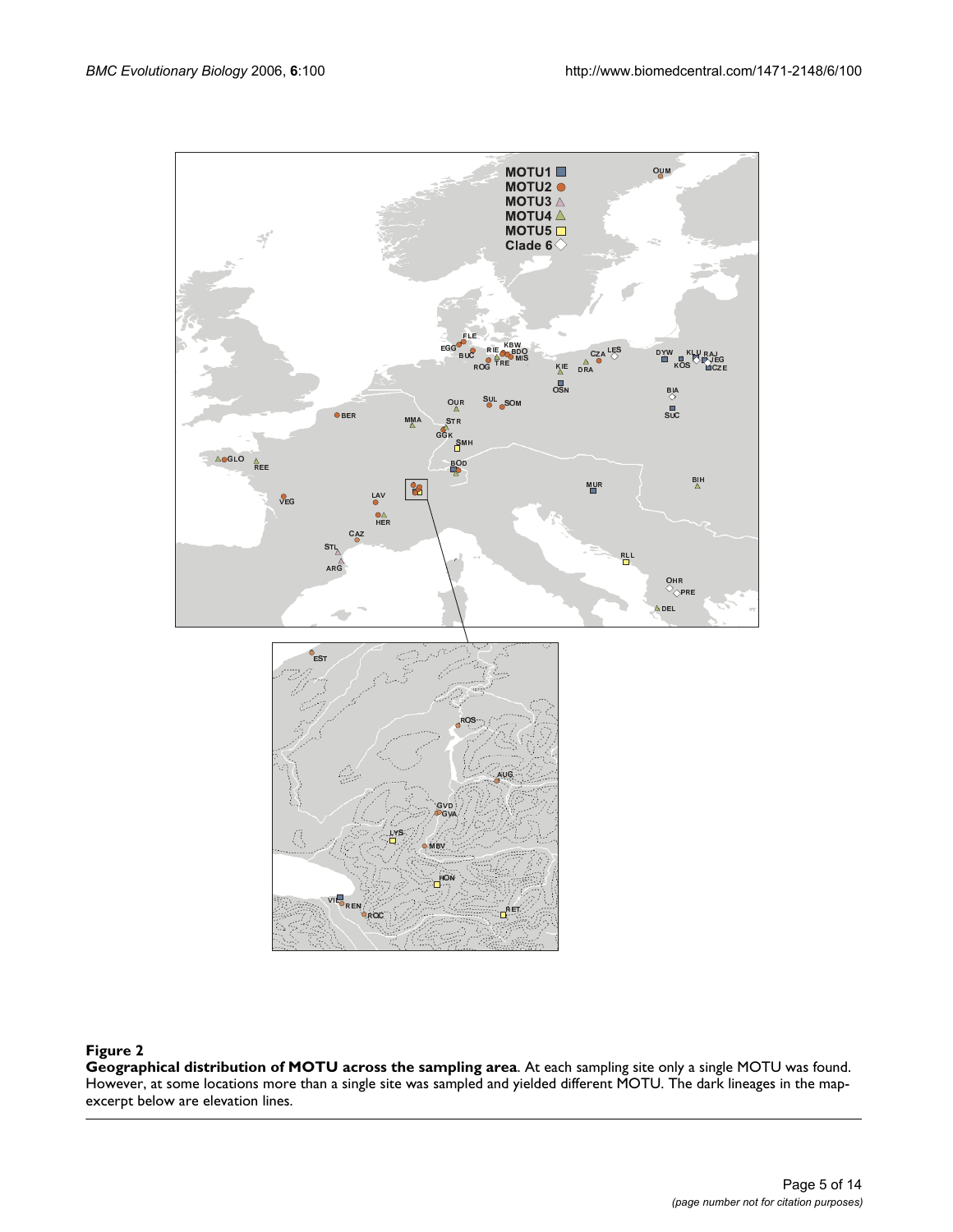MOTU1
MOTU2
MOTU3
MOTU4
MOTU5
Clade 6

OUM
FLE
EGG
BUC
RIE
KBW
BDO
MIS
ROG
TRE
KIE
DRA
CZA
LES
DYW
KOS
KLU
RAJ
JEG
CZE
OSN
BIA
SUC
OUR
SUL
SOM
BER
MMA
STR
GGK
SMH
BOD
GLO
REE
VEG
LAV
HER
CAZ
STL
ARG
MUR
BIH
RLL
OHR
PRE
DEL

EST
ROS
AUG
GVD
GVA
LYS
MBV
HON
VIL
REN
ROC
RET

**Figure 2**

**Geographical distribution of MOTU across the sampling area**. At each sampling site only a single MOTU was found. However, at some locations more than a single site was sampled and yielded different MOTU. The dark lineages in the map-excerpt below are elevation lines.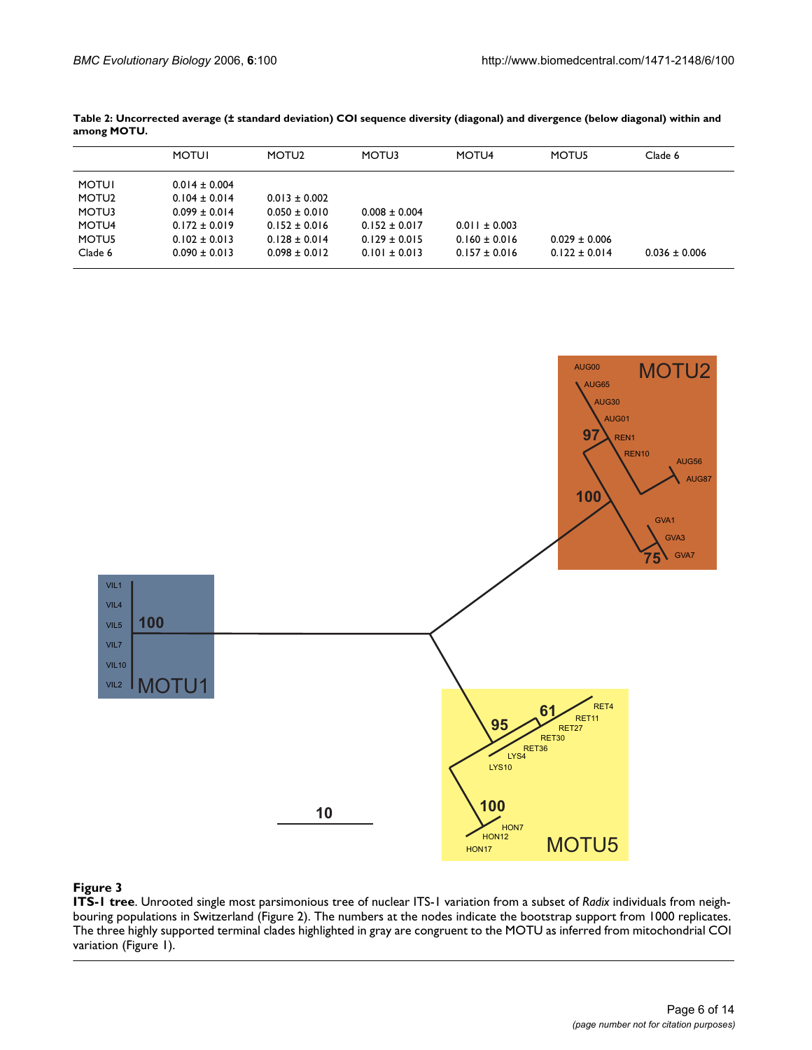**Table 2: Uncorrected average (± standard deviation) COI sequence diversity (diagonal) and divergence (below diagonal) within and among MOTU.**

| | MOTU1 | MOTU2 | MOTU3 | MOTU4 | MOTU5 | Clade 6 |
|---|---|---|---|---|---|---|
| MOTU1 | 0.014 ± 0.004 | | | | | |
| MOTU2 | 0.104 ± 0.014 | 0.013 ± 0.002 | | | | |
| MOTU3 | 0.099 ± 0.014 | 0.050 ± 0.010 | 0.008 ± 0.004 | | | |
| MOTU4 | 0.172 ± 0.019 | 0.152 ± 0.016 | 0.152 ± 0.017 | 0.011 ± 0.003 | | |
| MOTU5 | 0.102 ± 0.013 | 0.128 ± 0.014 | 0.129 ± 0.015 | 0.160 ± 0.016 | 0.029 ± 0.006 | |
| Clade 6 | 0.090 ± 0.013 | 0.098 ± 0.012 | 0.101 ± 0.013 | 0.157 ± 0.016 | 0.122 ± 0.014 | 0.036 ± 0.006 |

MOTU2
AUG00
AUG65
AUG30
AUG01
97
REN1
REN10
AUG56
AUG87
100
GVA1
GVA3
75
GVA7

MOTU1
VIL1
VIL4
VIL5
100
VIL7
VIL10
VIL2

MOTU5
61
RET4
RET11
RET27
95
RET30
RET36
LYS4
LYS10
100
HON7
HON12
HON17

10

**Figure 3**
**ITS-1 tree**. Unrooted single most parsimonious tree of nuclear ITS-1 variation from a subset of *Radix* individuals from neighbouring populations in Switzerland (Figure 2). The numbers at the nodes indicate the bootstrap support from 1000 replicates. The three highly supported terminal clades highlighted in gray are congruent to the MOTU as inferred from mitochondrial COI variation (Figure 1).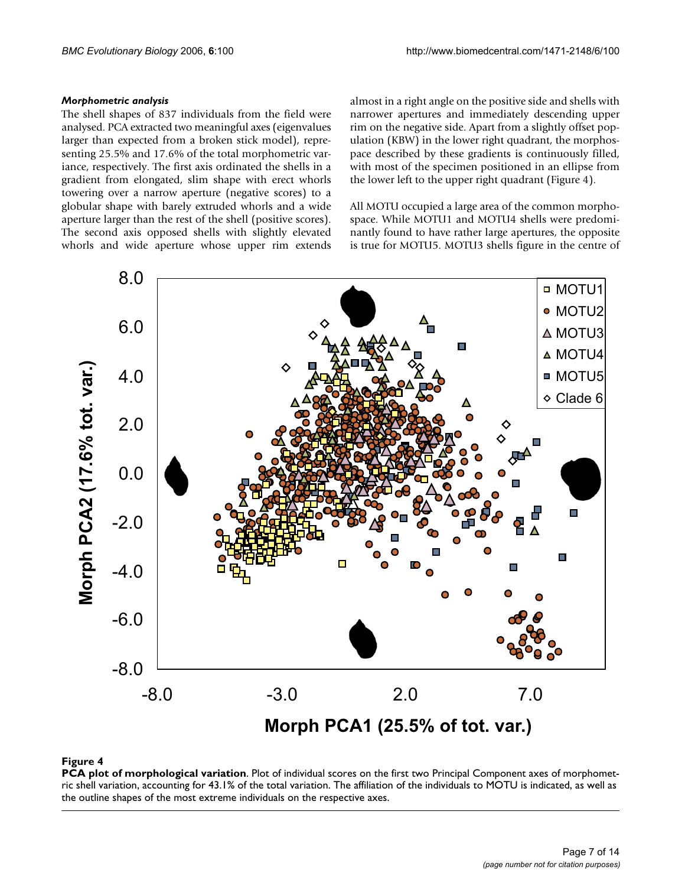### *Morphometric analysis*

The shell shapes of 837 individuals from the field were analysed. PCA extracted two meaningful axes (eigenvalues larger than expected from a broken stick model), representing 25.5% and 17.6% of the total morphometric variance, respectively. The first axis ordinated the shells in a gradient from elongated, slim shape with erect whorls towering over a narrow aperture (negative scores) to a globular shape with barely extruded whorls and a wide aperture larger than the rest of the shell (positive scores). The second axis opposed shells with slightly elevated whorls and wide aperture whose upper rim extends almost in a right angle on the positive side and shells with narrower apertures and immediately descending upper rim on the negative side. Apart from a slightly offset population (KBW) in the lower right quadrant, the morphospace described by these gradients is continuously filled, with most of the specimen positioned in an ellipse from the lower left to the upper right quadrant (Figure 4).

All MOTU occupied a large area of the common morphospace. While MOTU1 and MOTU4 shells were predominantly found to have rather large apertures, the opposite is true for MOTU5. MOTU3 shells figure in the centre of

Morph PCA2 (17.6% tot. var.)

8.0
6.0
4.0
2.0
0.0
-2.0
-4.0
-6.0
-8.0

-8.0
-3.0
2.0
7.0

Morph PCA1 (25.5% of tot. var.)

MOTU1
MOTU2
MOTU3
MOTU4
MOTU5
Clade 6

**Figure 4**
**PCA plot of morphological variation**. Plot of individual scores on the first two Principal Component axes of morphometric shell variation, accounting for 43.1% of the total variation. The affiliation of the individuals to MOTU is indicated, as well as the outline shapes of the most extreme individuals on the respective axes.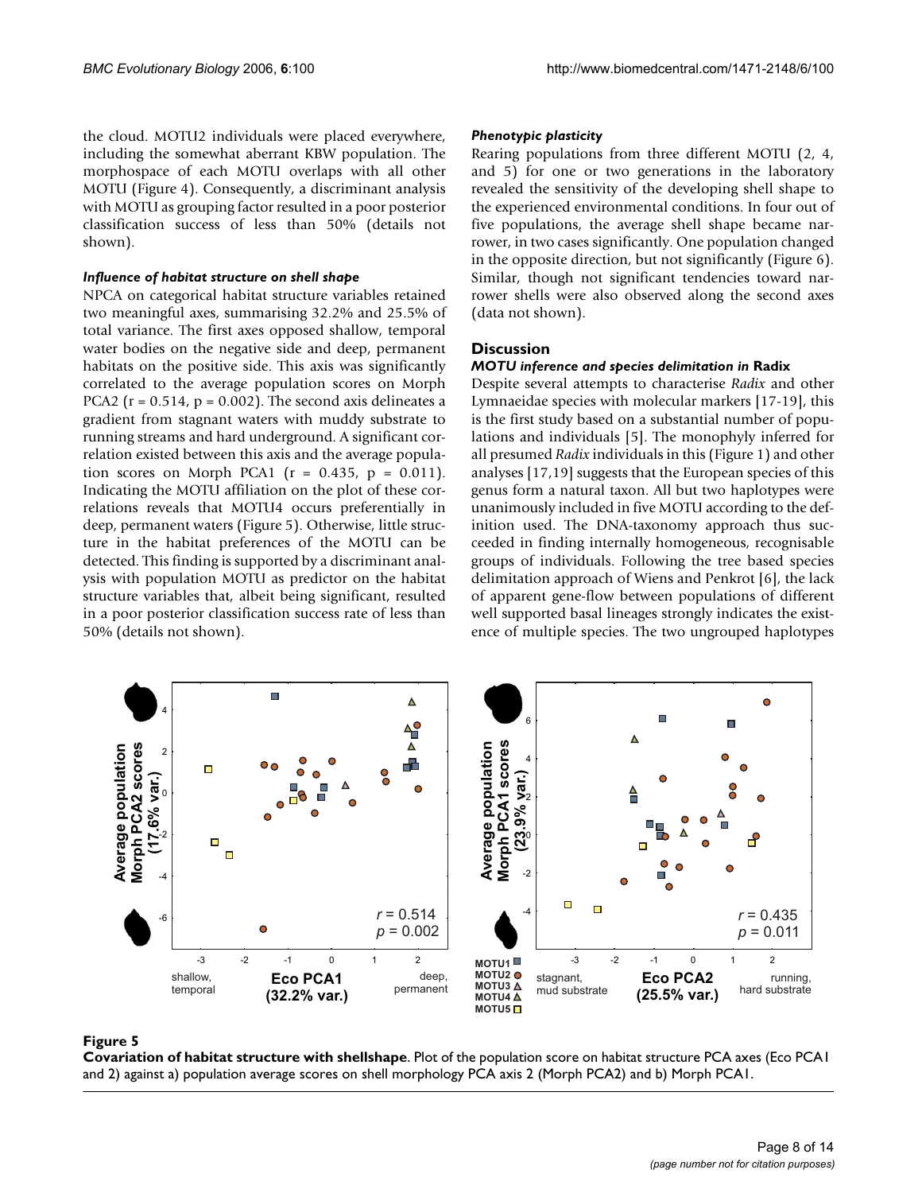the cloud. MOTU2 individuals were placed everywhere, including the somewhat aberrant KBW population. The morphospace of each MOTU overlaps with all other MOTU (Figure 4). Consequently, a discriminant analysis with MOTU as grouping factor resulted in a poor posterior classification success of less than 50% (details not shown).

### *Influence of habitat structure on shell shape*

NPCA on categorical habitat structure variables retained two meaningful axes, summarising 32.2% and 25.5% of total variance. The first axes opposed shallow, temporal water bodies on the negative side and deep, permanent habitats on the positive side. This axis was significantly correlated to the average population scores on Morph PCA2 ($r = 0.514$, $p = 0.002$). The second axis delineates a gradient from stagnant waters with muddy substrate to running streams and hard underground. A significant correlation existed between this axis and the average population scores on Morph PCA1 ($r = 0.435$, $p = 0.011$). Indicating the MOTU affiliation on the plot of these correlations reveals that MOTU4 occurs preferentially in deep, permanent waters (Figure 5). Otherwise, little structure in the habitat preferences of the MOTU can be detected. This finding is supported by a discriminant analysis with population MOTU as predictor on the habitat structure variables that, albeit being significant, resulted in a poor posterior classification success rate of less than 50% (details not shown).

### *Phenotypic plasticity*

Rearing populations from three different MOTU (2, 4, and 5) for one or two generations in the laboratory revealed the sensitivity of the developing shell shape to the experienced environmental conditions. In four out of five populations, the average shell shape became narrower, in two cases significantly. One population changed in the opposite direction, but not significantly (Figure 6). Similar, though not significant tendencies toward narrower shells were also observed along the second axes (data not shown).

## Discussion

### *MOTU inference and species delimitation in* Radix

Despite several attempts to characterise *Radix* and other Lymnaeidae species with molecular markers [17-19], this is the first study based on a substantial number of populations and individuals [5]. The monophyly inferred for all presumed *Radix* individuals in this (Figure 1) and other analyses [17,19] suggests that the European species of this genus form a natural taxon. All but two haplotypes were unanimously included in five MOTU according to the definition used. The DNA-taxonomy approach thus succeeded in finding internally homogeneous, recognisable groups of individuals. Following the tree based species delimitation approach of Wiens and Penkrot [6], the lack of apparent gene-flow between populations of different well supported basal lineages strongly indicates the existence of multiple species. The two ungrouped haplotypes

Average population Morph PCA2 scores (17.6% var.)

$r = 0.514$
$p = 0.002$

shallow, temporal
Eco PCA1 (32.2% var.)
deep, permanent

Average population Morph PCA1 scores (23.9% var.)

$r = 0.435$
$p = 0.011$

MOTU1
MOTU2
MOTU3
MOTU4
MOTU5

stagnant, mud substrate
Eco PCA2 (25.5% var.)
running, hard substrate

**Figure 5**
**Covariation of habitat structure with shellshape**. Plot of the population score on habitat structure PCA axes (Eco PCA1 and 2) against a) population average scores on shell morphology PCA axis 2 (Morph PCA2) and b) Morph PCA1.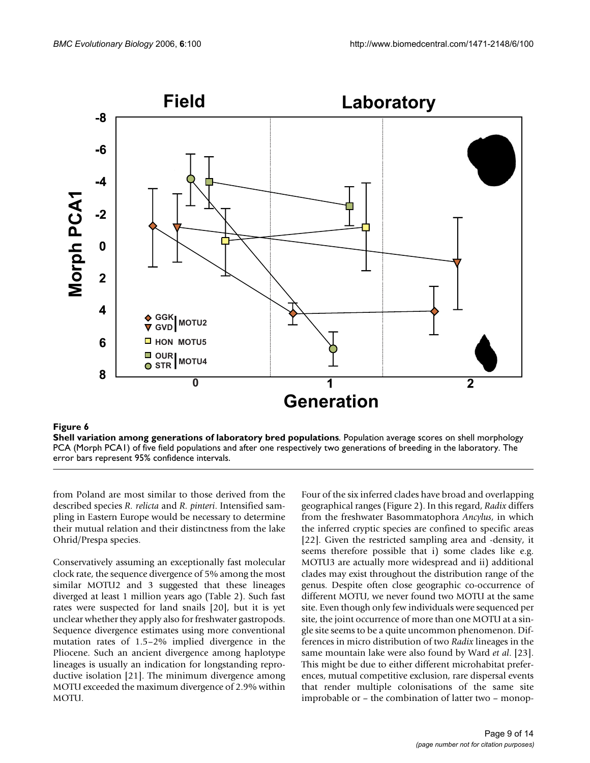Field

Laboratory

Morph PCA1

-8
-6
-4
-2
0
2
4
6
8

0
1
2

Generation

GGK
GVD
MOTU2

HON MOTU5

OUR
STR
MOTU4

**Figure 6**

**Shell variation among generations of laboratory bred populations**. Population average scores on shell morphology PCA (Morph PCA1) of five field populations and after one respectively two generations of breeding in the laboratory. The error bars represent 95% confidence intervals.

from Poland are most similar to those derived from the described species *R. relicta* and *R. pinteri*. Intensified sampling in Eastern Europe would be necessary to determine their mutual relation and their distinctness from the lake Ohrid/Prespa species.

Conservatively assuming an exceptionally fast molecular clock rate, the sequence divergence of 5% among the most similar MOTU2 and 3 suggested that these lineages diverged at least 1 million years ago (Table 2). Such fast rates were suspected for land snails [20], but it is yet unclear whether they apply also for freshwater gastropods. Sequence divergence estimates using more conventional mutation rates of 1.5–2% implied divergence in the Pliocene. Such an ancient divergence among haplotype lineages is usually an indication for longstanding reproductive isolation [21]. The minimum divergence among MOTU exceeded the maximum divergence of 2.9% within MOTU.

Four of the six inferred clades have broad and overlapping geographical ranges (Figure 2). In this regard, *Radix* differs from the freshwater Basommatophora *Ancylus*, in which the inferred cryptic species are confined to specific areas [22]. Given the restricted sampling area and -density, it seems therefore possible that i) some clades like e.g. MOTU3 are actually more widespread and ii) additional clades may exist throughout the distribution range of the genus. Despite often close geographic co-occurrence of different MOTU, we never found two MOTU at the same site. Even though only few individuals were sequenced per site, the joint occurrence of more than one MOTU at a single site seems to be a quite uncommon phenomenon. Differences in micro distribution of two *Radix* lineages in the same mountain lake were also found by Ward *et al*. [23]. This might be due to either different microhabitat preferences, mutual competitive exclusion, rare dispersal events that render multiple colonisations of the same site improbable or – the combination of latter two – monop-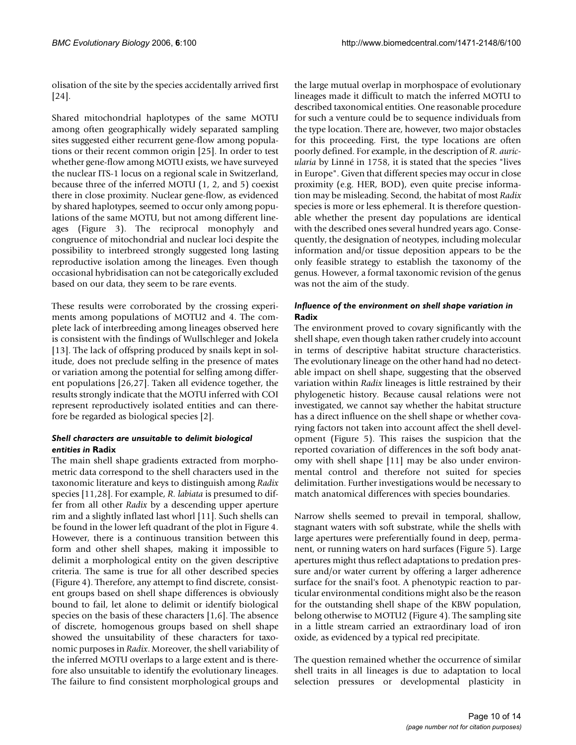olisation of the site by the species accidentally arrived first [24].

Shared mitochondrial haplotypes of the same MOTU among often geographically widely separated sampling sites suggested either recurrent gene-flow among populations or their recent common origin [25]. In order to test whether gene-flow among MOTU exists, we have surveyed the nuclear ITS-1 locus on a regional scale in Switzerland, because three of the inferred MOTU (1, 2, and 5) coexist there in close proximity. Nuclear gene-flow, as evidenced by shared haplotypes, seemed to occur only among populations of the same MOTU, but not among different lineages (Figure 3). The reciprocal monophyly and congruence of mitochondrial and nuclear loci despite the possibility to interbreed strongly suggested long lasting reproductive isolation among the lineages. Even though occasional hybridisation can not be categorically excluded based on our data, they seem to be rare events.

These results were corroborated by the crossing experiments among populations of MOTU2 and 4. The complete lack of interbreeding among lineages observed here is consistent with the findings of Wullschleger and Jokela [13]. The lack of offspring produced by snails kept in solitude, does not preclude selfing in the presence of mates or variation among the potential for selfing among different populations [26,27]. Taken all evidence together, the results strongly indicate that the MOTU inferred with COI represent reproductively isolated entities and can therefore be regarded as biological species [2].

### *Shell characters are unsuitable to delimit biological entities in* Radix

The main shell shape gradients extracted from morphometric data correspond to the shell characters used in the taxonomic literature and keys to distinguish among *Radix* species [11,28]. For example, *R. labiata* is presumed to differ from all other *Radix* by a descending upper aperture rim and a slightly inflated last whorl [11]. Such shells can be found in the lower left quadrant of the plot in Figure 4. However, there is a continuous transition between this form and other shell shapes, making it impossible to delimit a morphological entity on the given descriptive criteria. The same is true for all other described species (Figure 4). Therefore, any attempt to find discrete, consistent groups based on shell shape differences is obviously bound to fail, let alone to delimit or identify biological species on the basis of these characters [1,6]. The absence of discrete, homogenous groups based on shell shape showed the unsuitability of these characters for taxonomic purposes in *Radix*. Moreover, the shell variability of the inferred MOTU overlaps to a large extent and is therefore also unsuitable to identify the evolutionary lineages. The failure to find consistent morphological groups and the large mutual overlap in morphospace of evolutionary lineages made it difficult to match the inferred MOTU to described taxonomical entities. One reasonable procedure for such a venture could be to sequence individuals from the type location. There are, however, two major obstacles for this proceeding. First, the type locations are often poorly defined. For example, in the description of *R. auricularia* by Linné in 1758, it is stated that the species "lives in Europe". Given that different species may occur in close proximity (e.g. HER, BOD), even quite precise information may be misleading. Second, the habitat of most *Radix* species is more or less ephemeral. It is therefore questionable whether the present day populations are identical with the described ones several hundred years ago. Consequently, the designation of neotypes, including molecular information and/or tissue deposition appears to be the only feasible strategy to establish the taxonomy of the genus. However, a formal taxonomic revision of the genus was not the aim of the study.

### *Influence of the environment on shell shape variation in* Radix

The environment proved to covary significantly with the shell shape, even though taken rather crudely into account in terms of descriptive habitat structure characteristics. The evolutionary lineage on the other hand had no detectable impact on shell shape, suggesting that the observed variation within *Radix* lineages is little restrained by their phylogenetic history. Because causal relations were not investigated, we cannot say whether the habitat structure has a direct influence on the shell shape or whether covarying factors not taken into account affect the shell development (Figure 5). This raises the suspicion that the reported covariation of differences in the soft body anatomy with shell shape [11] may be also under environmental control and therefore not suited for species delimitation. Further investigations would be necessary to match anatomical differences with species boundaries.

Narrow shells seemed to prevail in temporal, shallow, stagnant waters with soft substrate, while the shells with large apertures were preferentially found in deep, permanent, or running waters on hard surfaces (Figure 5). Large apertures might thus reflect adaptations to predation pressure and/or water current by offering a larger adherence surface for the snail's foot. A phenotypic reaction to particular environmental conditions might also be the reason for the outstanding shell shape of the KBW population, belong otherwise to MOTU2 (Figure 4). The sampling site in a little stream carried an extraordinary load of iron oxide, as evidenced by a typical red precipitate.

The question remained whether the occurrence of similar shell traits in all lineages is due to adaptation to local selection pressures or developmental plasticity in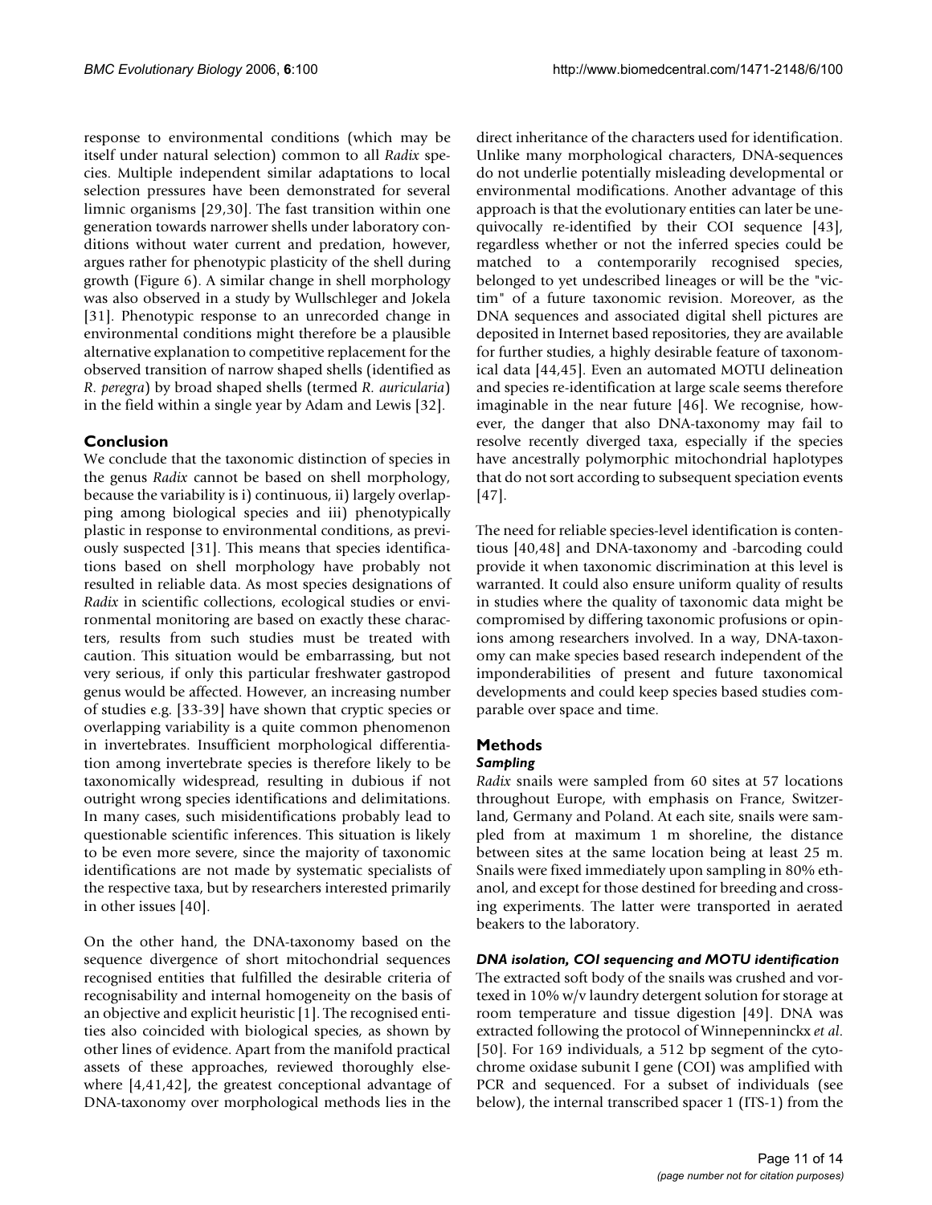response to environmental conditions (which may be itself under natural selection) common to all *Radix* species. Multiple independent similar adaptations to local selection pressures have been demonstrated for several limnic organisms [29,30]. The fast transition within one generation towards narrower shells under laboratory conditions without water current and predation, however, argues rather for phenotypic plasticity of the shell during growth (Figure 6). A similar change in shell morphology was also observed in a study by Wullschleger and Jokela [31]. Phenotypic response to an unrecorded change in environmental conditions might therefore be a plausible alternative explanation to competitive replacement for the observed transition of narrow shaped shells (identified as *R. peregra*) by broad shaped shells (termed *R. auricularia*) in the field within a single year by Adam and Lewis [32].

## Conclusion

We conclude that the taxonomic distinction of species in the genus *Radix* cannot be based on shell morphology, because the variability is i) continuous, ii) largely overlapping among biological species and iii) phenotypically plastic in response to environmental conditions, as previously suspected [31]. This means that species identifications based on shell morphology have probably not resulted in reliable data. As most species designations of *Radix* in scientific collections, ecological studies or environmental monitoring are based on exactly these characters, results from such studies must be treated with caution. This situation would be embarrassing, but not very serious, if only this particular freshwater gastropod genus would be affected. However, an increasing number of studies e.g. [33-39] have shown that cryptic species or overlapping variability is a quite common phenomenon in invertebrates. Insufficient morphological differentiation among invertebrate species is therefore likely to be taxonomically widespread, resulting in dubious if not outright wrong species identifications and delimitations. In many cases, such misidentifications probably lead to questionable scientific inferences. This situation is likely to be even more severe, since the majority of taxonomic identifications are not made by systematic specialists of the respective taxa, but by researchers interested primarily in other issues [40].

On the other hand, the DNA-taxonomy based on the sequence divergence of short mitochondrial sequences recognised entities that fulfilled the desirable criteria of recognisability and internal homogeneity on the basis of an objective and explicit heuristic [1]. The recognised entities also coincided with biological species, as shown by other lines of evidence. Apart from the manifold practical assets of these approaches, reviewed thoroughly elsewhere [4,41,42], the greatest conceptional advantage of DNA-taxonomy over morphological methods lies in the direct inheritance of the characters used for identification. Unlike many morphological characters, DNA-sequences do not underlie potentially misleading developmental or environmental modifications. Another advantage of this approach is that the evolutionary entities can later be unequivocally re-identified by their COI sequence [43], regardless whether or not the inferred species could be matched to a contemporarily recognised species, belonged to yet undescribed lineages or will be the "victim" of a future taxonomic revision. Moreover, as the DNA sequences and associated digital shell pictures are deposited in Internet based repositories, they are available for further studies, a highly desirable feature of taxonomical data [44,45]. Even an automated MOTU delineation and species re-identification at large scale seems therefore imaginable in the near future [46]. We recognise, however, the danger that also DNA-taxonomy may fail to resolve recently diverged taxa, especially if the species have ancestrally polymorphic mitochondrial haplotypes that do not sort according to subsequent speciation events [47].

The need for reliable species-level identification is contentious [40,48] and DNA-taxonomy and -barcoding could provide it when taxonomic discrimination at this level is warranted. It could also ensure uniform quality of results in studies where the quality of taxonomic data might be compromised by differing taxonomic profusions or opinions among researchers involved. In a way, DNA-taxonomy can make species based research independent of the imponderabilities of present and future taxonomical developments and could keep species based studies comparable over space and time.

## Methods

### Sampling

*Radix* snails were sampled from 60 sites at 57 locations throughout Europe, with emphasis on France, Switzerland, Germany and Poland. At each site, snails were sampled from at maximum 1 m shoreline, the distance between sites at the same location being at least 25 m. Snails were fixed immediately upon sampling in 80% ethanol, and except for those destined for breeding and crossing experiments. The latter were transported in aerated beakers to the laboratory.

### DNA isolation, COI sequencing and MOTU identification

The extracted soft body of the snails was crushed and vortexed in 10% w/v laundry detergent solution for storage at room temperature and tissue digestion [49]. DNA was extracted following the protocol of Winnepenninckx *et al.* [50]. For 169 individuals, a 512 bp segment of the cytochrome oxidase subunit I gene (COI) was amplified with PCR and sequenced. For a subset of individuals (see below), the internal transcribed spacer 1 (ITS-1) from the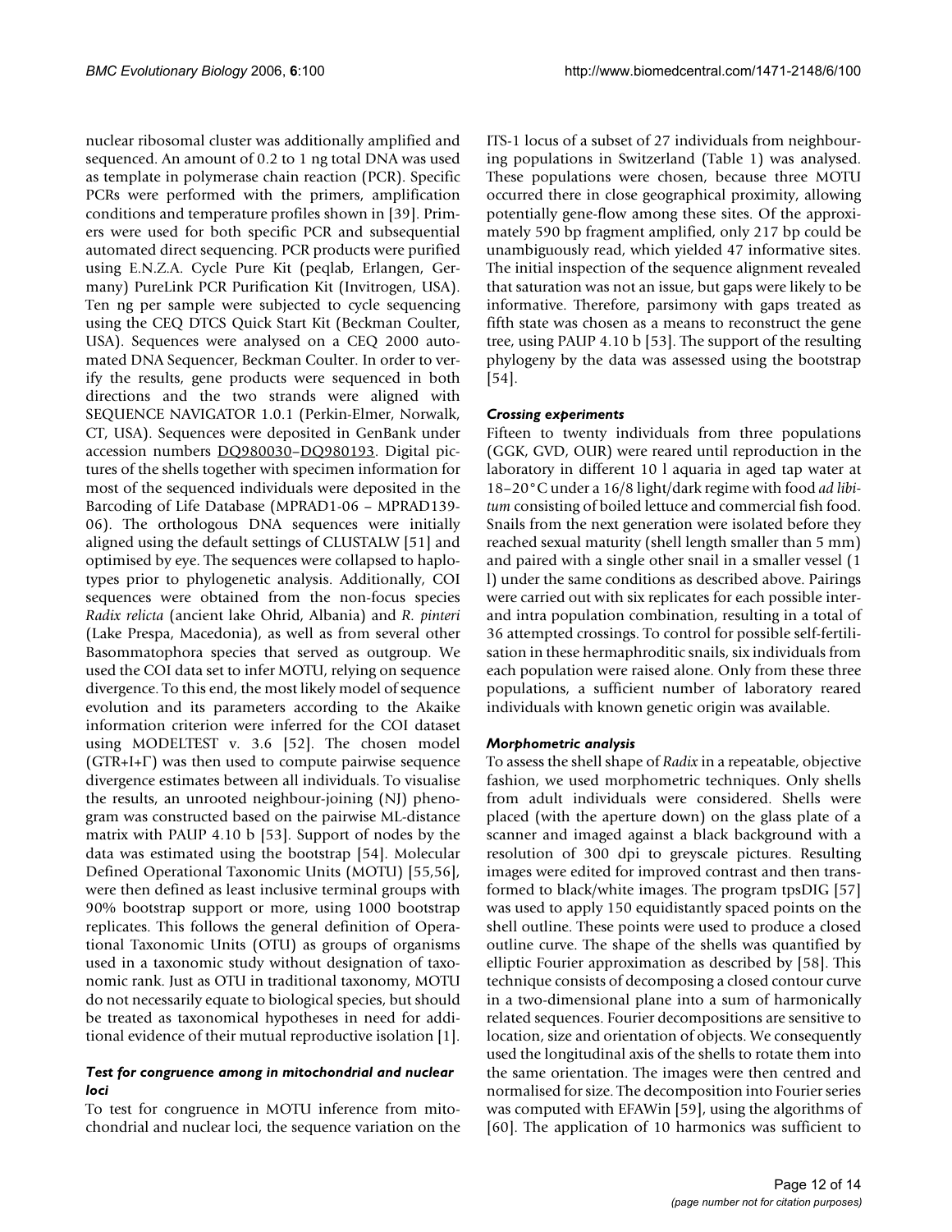nuclear ribosomal cluster was additionally amplified and sequenced. An amount of 0.2 to 1 ng total DNA was used as template in polymerase chain reaction (PCR). Specific PCRs were performed with the primers, amplification conditions and temperature profiles shown in [39]. Primers were used for both specific PCR and subsequential automated direct sequencing. PCR products were purified using E.N.Z.A. Cycle Pure Kit (peqlab, Erlangen, Germany) PureLink PCR Purification Kit (Invitrogen, USA). Ten ng per sample were subjected to cycle sequencing using the CEQ DTCS Quick Start Kit (Beckman Coulter, USA). Sequences were analysed on a CEQ 2000 automated DNA Sequencer, Beckman Coulter. In order to verify the results, gene products were sequenced in both directions and the two strands were aligned with SEQUENCE NAVIGATOR 1.0.1 (Perkin-Elmer, Norwalk, CT, USA). Sequences were deposited in GenBank under accession numbers DQ980030–DQ980193. Digital pictures of the shells together with specimen information for most of the sequenced individuals were deposited in the Barcoding of Life Database (MPRAD1-06 – MPRAD139-06). The orthologous DNA sequences were initially aligned using the default settings of CLUSTALW [51] and optimised by eye. The sequences were collapsed to haplotypes prior to phylogenetic analysis. Additionally, COI sequences were obtained from the non-focus species *Radix relicta* (ancient lake Ohrid, Albania) and *R. pinteri* (Lake Prespa, Macedonia), as well as from several other Basommatophora species that served as outgroup. We used the COI data set to infer MOTU, relying on sequence divergence. To this end, the most likely model of sequence evolution and its parameters according to the Akaike information criterion were inferred for the COI dataset using MODELTEST v. 3.6 [52]. The chosen model (GTR+I+Γ) was then used to compute pairwise sequence divergence estimates between all individuals. To visualise the results, an unrooted neighbour-joining (NJ) phenogram was constructed based on the pairwise ML-distance matrix with PAUP 4.10 b [53]. Support of nodes by the data was estimated using the bootstrap [54]. Molecular Defined Operational Taxonomic Units (MOTU) [55,56], were then defined as least inclusive terminal groups with 90% bootstrap support or more, using 1000 bootstrap replicates. This follows the general definition of Operational Taxonomic Units (OTU) as groups of organisms used in a taxonomic study without designation of taxonomic rank. Just as OTU in traditional taxonomy, MOTU do not necessarily equate to biological species, but should be treated as taxonomical hypotheses in need for additional evidence of their mutual reproductive isolation [1].

### *Test for congruence among in mitochondrial and nuclear loci*

To test for congruence in MOTU inference from mitochondrial and nuclear loci, the sequence variation on the ITS-1 locus of a subset of 27 individuals from neighbouring populations in Switzerland (Table 1) was analysed. These populations were chosen, because three MOTU occurred there in close geographical proximity, allowing potentially gene-flow among these sites. Of the approximately 590 bp fragment amplified, only 217 bp could be unambiguously read, which yielded 47 informative sites. The initial inspection of the sequence alignment revealed that saturation was not an issue, but gaps were likely to be informative. Therefore, parsimony with gaps treated as fifth state was chosen as a means to reconstruct the gene tree, using PAUP 4.10 b [53]. The support of the resulting phylogeny by the data was assessed using the bootstrap [54].

### *Crossing experiments*

Fifteen to twenty individuals from three populations (GGK, GVD, OUR) were reared until reproduction in the laboratory in different 10 l aquaria in aged tap water at 18–20°C under a 16/8 light/dark regime with food *ad libitum* consisting of boiled lettuce and commercial fish food. Snails from the next generation were isolated before they reached sexual maturity (shell length smaller than 5 mm) and paired with a single other snail in a smaller vessel (1 l) under the same conditions as described above. Pairings were carried out with six replicates for each possible inter- and intra population combination, resulting in a total of 36 attempted crossings. To control for possible self-fertilisation in these hermaphroditic snails, six individuals from each population were raised alone. Only from these three populations, a sufficient number of laboratory reared individuals with known genetic origin was available.

### *Morphometric analysis*

To assess the shell shape of *Radix* in a repeatable, objective fashion, we used morphometric techniques. Only shells from adult individuals were considered. Shells were placed (with the aperture down) on the glass plate of a scanner and imaged against a black background with a resolution of 300 dpi to greyscale pictures. Resulting images were edited for improved contrast and then transformed to black/white images. The program tpsDIG [57] was used to apply 150 equidistantly spaced points on the shell outline. These points were used to produce a closed outline curve. The shape of the shells was quantified by elliptic Fourier approximation as described by [58]. This technique consists of decomposing a closed contour curve in a two-dimensional plane into a sum of harmonically related sequences. Fourier decompositions are sensitive to location, size and orientation of objects. We consequently used the longitudinal axis of the shells to rotate them into the same orientation. The images were then centred and normalised for size. The decomposition into Fourier series was computed with EFAWin [59], using the algorithms of [60]. The application of 10 harmonics was sufficient to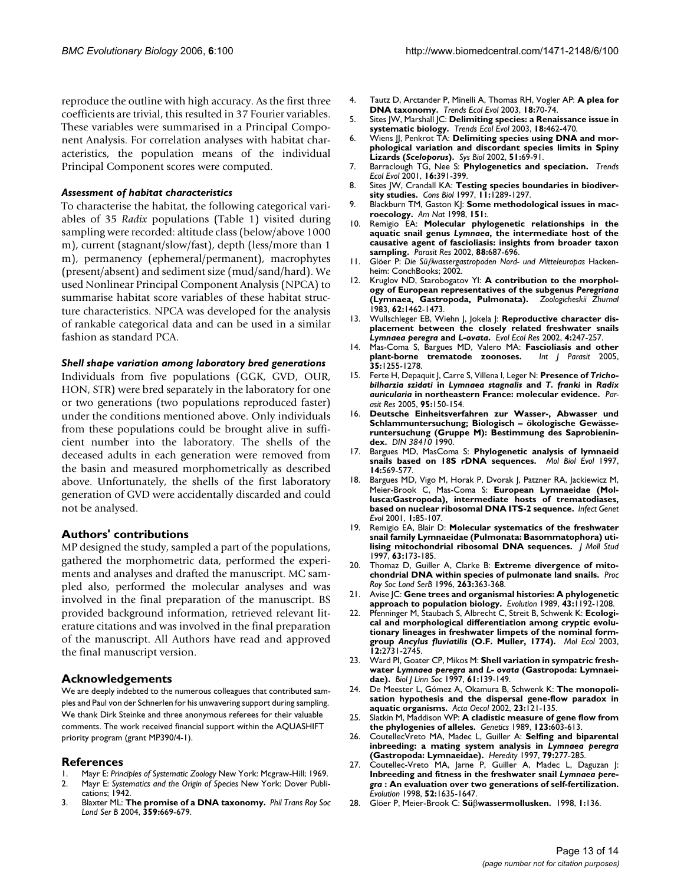reproduce the outline with high accuracy. As the first three coefficients are trivial, this resulted in 37 Fourier variables. These variables were summarised in a Principal Component Analysis. For correlation analyses with habitat characteristics, the population means of the individual Principal Component scores were computed.

### *Assessment of habitat characteristics*

To characterise the habitat, the following categorical variables of 35 *Radix* populations (Table 1) visited during sampling were recorded: altitude class (below/above 1000 m), current (stagnant/slow/fast), depth (less/more than 1 m), permanency (ephemeral/permanent), macrophytes (present/absent) and sediment size (mud/sand/hard). We used Nonlinear Principal Component Analysis (NPCA) to summarise habitat score variables of these habitat structure characteristics. NPCA was developed for the analysis of rankable categorical data and can be used in a similar fashion as standard PCA.

### *Shell shape variation among laboratory bred generations*

Individuals from five populations (GGK, GVD, OUR, HON, STR) were bred separately in the laboratory for one or two generations (two populations reproduced faster) under the conditions mentioned above. Only individuals from these populations could be brought alive in sufficient number into the laboratory. The shells of the deceased adults in each generation were removed from the basin and measured morphometrically as described above. Unfortunately, the shells of the first laboratory generation of GVD were accidentally discarded and could not be analysed.

## Authors' contributions

MP designed the study, sampled a part of the populations, gathered the morphometric data, performed the experiments and analyses and drafted the manuscript. MC sampled also, performed the molecular analyses and was involved in the final preparation of the manuscript. BS provided background information, retrieved relevant literature citations and was involved in the final preparation of the manuscript. All Authors have read and approved the final manuscript version.

## Acknowledgements

We are deeply indebted to the numerous colleagues that contributed samples and Paul von der Schnerlen for his unwavering support during sampling. We thank Dirk Steinke and three anonymous referees for their valuable comments. The work received financial support within the AQUASHIFT priority program (grant MP390/4-1).

## References

1. Mayr E: *Principles of Systematic Zoology* New York: Mcgraw-Hill; 1969.
2. Mayr E: *Systematics and the Origin of Species* New York: Dover Publications; 1942.
3. Blaxter ML: **The promise of a DNA taxonomy.** *Phil Trans Roy Soc Lond Ser B* 2004, **359:**669-679.
4. Tautz D, Arctander P, Minelli A, Thomas RH, Vogler AP: **A plea for DNA taxonomy.** *Trends Ecol Evol* 2003, **18:**70-74.
5. Sites JW, Marshall JC: **Delimiting species: a Renaissance issue in systematic biology.** *Trends Ecol Evol* 2003, **18:**462-470.
6. Wiens JJ, Penkrot TA: **Delimiting species using DNA and morphological variation and discordant species limits in Spiny Lizards (*Sceloporus*).** *Sys Biol* 2002, **51:**69-91.
7. Barraclough TG, Nee S: **Phylogenetics and speciation.** *Trends Ecol Evol* 2001, **16:**391-399.
8. Sites JW, Crandall KA: **Testing species boundaries in biodiversity studies.** *Cons Biol* 1997, **11:**1289-1297.
9. Blackburn TM, Gaston KJ: **Some methodological issues in macroecology.** *Am Nat* 1998, **151:**.
10. Remigio EA: **Molecular phylogenetic relationships in the aquatic snail genus *Lymnaea*, the intermediate host of the causative agent of fascioliasis: insights from broader taxon sampling.** *Parasit Res* 2002, **88:**687-696.
11. Glöer P: *Die Süßwassergastropoden Nord- und Mitteleuropas* Hackenheim: ConchBooks; 2002.
12. Kruglov ND, Starobogatov YI: **A contribution to the morphology of European representatives of the subgenus *Peregriana* (Lymnaea, Gastropoda, Pulmonata).** *Zoologicheskii Zhurnal* 1983, **62:**1462-1473.
13. Wullschleger EB, Wiehn J, Jokela J: **Reproductive character displacement between the closely related freshwater snails *Lymnaea peregra* and *L-ovata*.** *Evol Ecol Res* 2002, **4:**247-257.
14. Mas-Coma S, Bargues MD, Valero MA: **Fascioliasis and other plant-borne trematode zoonoses.** *Int J Parasit* 2005, **35:**1255-1278.
15. Ferte H, Depaquit J, Carre S, Villena I, Leger N: **Presence of *Trichobilharzia szidati* in *Lymnaea stagnalis* and *T. franki* in *Radix auricularia* in northeastern France: molecular evidence.** *Parasit Res* 2005, **95:**150-154.
16. **Deutsche Einheitsverfahren zur Wasser-, Abwasser und Schlammuntersuchung; Biologisch – ökologische Gewässeruntersuchung (Gruppe M): Bestimmung des Saprobienindex.** *DIN 38410* 1990.
17. Bargues MD, MasComa S: **Phylogenetic analysis of lymnaeid snails based on 18S rDNA sequences.** *Mol Biol Evol* 1997, **14:**569-577.
18. Bargues MD, Vigo M, Horak P, Dvorak J, Patzner RA, Jackiewicz M, Meier-Brook C, Mas-Coma S: **European Lymnaeidae (Mollusca:Gastropoda), intermediate hosts of trematodiases, based on nuclear ribosomal DNA ITS-2 sequence.** *Infect Genet Evol* 2001, **1:**85-107.
19. Remigio EA, Blair D: **Molecular systematics of the freshwater snail family Lymnaeidae (Pulmonata: Basommatophora) utilising mitochondrial ribosomal DNA sequences.** *J Moll Stud* 1997, **63:**173-185.
20. Thomaz D, Guiller A, Clarke B: **Extreme divergence of mitochondrial DNA within species of pulmonate land snails.** *Proc Roy Soc Lond SerB* 1996, **263:**363-368.
21. Avise JC: **Gene trees and organismal histories: A phylogenetic approach to population biology.** *Evolution* 1989, **43:**1192-1208.
22. Pfenninger M, Staubach S, Albrecht C, Streit B, Schwenk K: **Ecological and morphological differentiation among cryptic evolutionary lineages in freshwater limpets of the nominal form-group *Ancylus fluviatilis* (O.F. Muller, 1774).** *Mol Ecol* 2003, **12:**2731-2745.
23. Ward PI, Goater CP, Mikos M: **Shell variation in sympatric freshwater *Lymnaea peregra* and *L- ovata* (Gastropoda: Lymnaeidae).** *Biol J Linn Soc* 1997, **61:**139-149.
24. De Meester L, Gómez A, Okamura B, Schwenk K: **The monopolisation hypothesis and the dispersal gene-flow paradox in aquatic organisms.** *Acta Oecol* 2002, **23:**121-135.
25. Slatkin M, Maddison WP: **A cladistic measure of gene flow from the phylogenies of alleles.** *Genetics* 1989, **123:**603-613.
26. CoutellecVreto MA, Madec L, Guiller A: **Selfing and biparental inbreeding: a mating system analysis in *Lymnaea peregra* (Gastropoda: Lymnaeidae).** *Heredity* 1997, **79:**277-285.
27. Coutellec-Vreto MA, Jarne P, Guiller A, Madec L, Daguzan J: **Inbreeding and fitness in the freshwater snail *Lymnaea peregra* : An evaluation over two generations of self-fertilization.** *Evolution* 1998, **52:**1635-1647.
28. Glöer P, Meier-Brook C: **Süβwassermollusken.** 1998, **1:**136.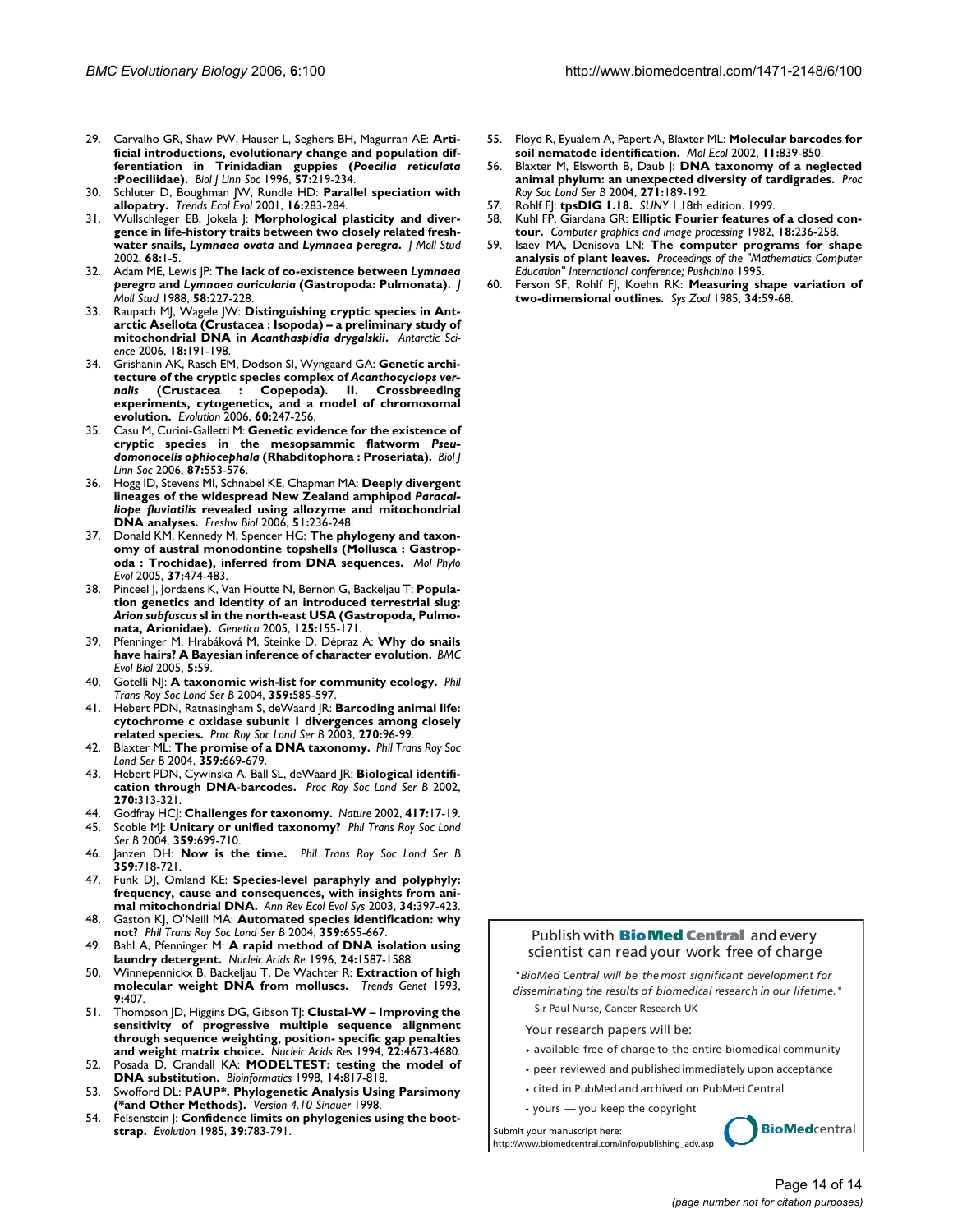29. Carvalho GR, Shaw PW, Hauser L, Seghers BH, Magurran AE: **Artificial introductions, evolutionary change and population differentiation in Trinidadian guppies (*Poecilia reticulata* :Poeciliidae).** *Biol J Linn Soc* 1996, **57:**219-234.
30. Schluter D, Boughman JW, Rundle HD: **Parallel speciation with allopatry.** *Trends Ecol Evol* 2001, **16:**283-284.
31. Wullschleger EB, Jokela J: **Morphological plasticity and divergence in life-history traits between two closely related freshwater snails, *Lymnaea ovata* and *Lymnaea peregra*.** *J Moll Stud* 2002, **68:**1-5.
32. Adam ME, Lewis JP: **The lack of co-existence between *Lymnaea peregra* and *Lymnaea auricularia* (Gastropoda: Pulmonata).** *J Moll Stud* 1988, **58:**227-228.
33. Raupach MJ, Wagele JW: **Distinguishing cryptic species in Antarctic Asellota (Crustacea : Isopoda) – a preliminary study of mitochondrial DNA in *Acanthaspidia drygalskii*.** *Antarctic Science* 2006, **18:**191-198.
34. Grishanin AK, Rasch EM, Dodson SI, Wyngaard GA: **Genetic architecture of the cryptic species complex of *Acanthocyclops vernalis* (Crustacea : Copepoda). II. Crossbreeding experiments, cytogenetics, and a model of chromosomal evolution.** *Evolution* 2006, **60:**247-256.
35. Casu M, Curini-Galletti M: **Genetic evidence for the existence of cryptic species in the mesopsammic flatworm *Pseudomonocelis ophiocephala* (Rhabditophora : Proseriata).** *Biol J Linn Soc* 2006, **87:**553-576.
36. Hogg ID, Stevens MI, Schnabel KE, Chapman MA: **Deeply divergent lineages of the widespread New Zealand amphipod *Paracalliope fluviatilis* revealed using allozyme and mitochondrial DNA analyses.** *Freshw Biol* 2006, **51:**236-248.
37. Donald KM, Kennedy M, Spencer HG: **The phylogeny and taxonomy of austral monodontine topshells (Mollusca : Gastropoda : Trochidae), inferred from DNA sequences.** *Mol Phylo Evol* 2005, **37:**474-483.
38. Pinceel J, Jordaens K, Van Houtte N, Bernon G, Backeljau T: **Population genetics and identity of an introduced terrestrial slug: *Arion subfuscus* sl in the north-east USA (Gastropoda, Pulmonata, Arionidae).** *Genetica* 2005, **125:**155-171.
39. Pfenninger M, Hrabáková M, Steinke D, Dépraz A: **Why do snails have hairs? A Bayesian inference of character evolution.** *BMC Evol Biol* 2005, **5:**59.
40. Gotelli NJ: **A taxonomic wish-list for community ecology.** *Phil Trans Roy Soc Lond Ser B* 2004, **359:**585-597.
41. Hebert PDN, Ratnasingham S, deWaard JR: **Barcoding animal life: cytochrome c oxidase subunit 1 divergences among closely related species.** *Proc Roy Soc Lond Ser B* 2003, **270:**96-99.
42. Blaxter ML: **The promise of a DNA taxonomy.** *Phil Trans Roy Soc Lond Ser B* 2004, **359:**669-679.
43. Hebert PDN, Cywinska A, Ball SL, deWaard JR: **Biological identification through DNA-barcodes.** *Proc Roy Soc Lond Ser B* 2002, **270:**313-321.
44. Godfray HCJ: **Challenges for taxonomy.** *Nature* 2002, **417:**17-19.
45. Scoble MJ: **Unitary or unified taxonomy?** *Phil Trans Roy Soc Lond Ser B* 2004, **359:**699-710.
46. Janzen DH: **Now is the time.** *Phil Trans Roy Soc Lond Ser B* **359:**718-721.
47. Funk DJ, Omland KE: **Species-level paraphyly and polyphyly: frequency, cause and consequences, with insights from animal mitochondrial DNA.** *Ann Rev Ecol Evol Sys* 2003, **34:**397-423.
48. Gaston KJ, O'Neill MA: **Automated species identification: why not?** *Phil Trans Roy Soc Lond Ser B* 2004, **359:**655-667.
49. Bahl A, Pfenninger M: **A rapid method of DNA isolation using laundry detergent.** *Nucleic Acids Re* 1996, **24:**1587-1588.
50. Winnepenninckx B, Backeljau T, De Wachter R: **Extraction of high molecular weight DNA from molluscs.** *Trends Genet* 1993, **9:**407.
51. Thompson JD, Higgins DG, Gibson TJ: **Clustal-W – Improving the sensitivity of progressive multiple sequence alignment through sequence weighting, position- specific gap penalties and weight matrix choice.** *Nucleic Acids Res* 1994, **22:**4673-4680.
52. Posada D, Crandall KA: **MODELTEST: testing the model of DNA substitution.** *Bioinformatics* 1998, **14:**817-818.
53. Swofford DL: **PAUP*. Phylogenetic Analysis Using Parsimony (*and Other Methods).** *Version 4.10 Sinauer* 1998.
54. Felsenstein J: **Confidence limits on phylogenies using the bootstrap.** *Evolution* 1985, **39:**783-791.
55. Floyd R, Eyualem A, Papert A, Blaxter ML: **Molecular barcodes for soil nematode identification.** *Mol Ecol* 2002, **11:**839-850.
56. Blaxter M, Elsworth B, Daub J: **DNA taxonomy of a neglected animal phylum: an unexpected diversity of tardigrades.** *Proc Roy Soc Lond Ser B* 2004, **271:**189-192.
57. Rohlf FJ: **tpsDIG 1.18.** *SUNY* 1.18th edition. 1999.
58. Kuhl FP, Giardana GR: **Elliptic Fourier features of a closed contour.** *Computer graphics and image processing* 1982, **18:**236-258.
59. Isaev MA, Denisova LN: **The computer programs for shape analysis of plant leaves.** *Proceedings of the "Mathematics Computer Education" International conference; Pushchino* 1995.
60. Ferson SF, Rohlf FJ, Koehn RK: **Measuring shape variation of two-dimensional outlines.** *Sys Zool* 1985, **34:**59-68.

Publish with **BioMed Central** and every scientist can read your work free of charge

*"BioMed Central will be the most significant development for disseminating the results of biomedical research in our lifetime."*
Sir Paul Nurse, Cancer Research UK

Your research papers will be:

- available free of charge to the entire biomedical community
- peer reviewed and published immediately upon acceptance
- cited in PubMed and archived on PubMed Central
- yours — you keep the copyright

Submit your manuscript here:
http://www.biomedcentral.com/info/publishing_adv.asp

BioMedcentral